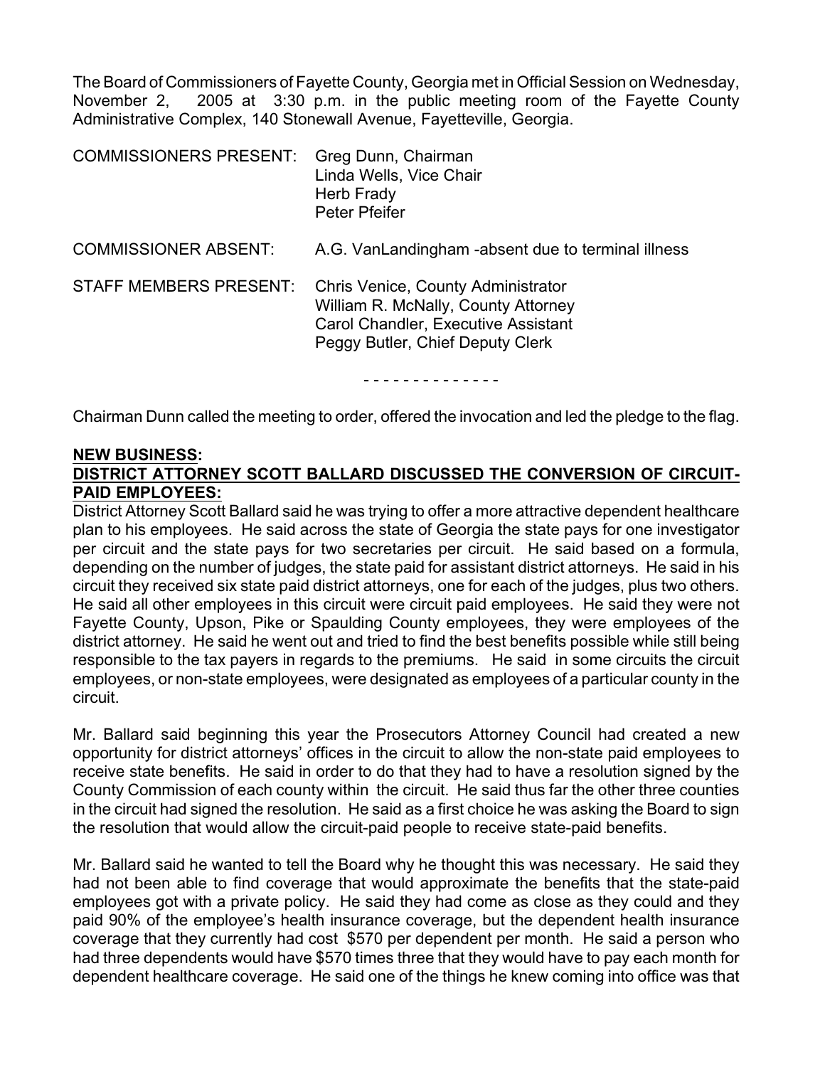The Board of Commissioners of Fayette County, Georgia met in Official Session on Wednesday, November 2, 2005 at 3:30 p.m. in the public meeting room of the Fayette County Administrative Complex, 140 Stonewall Avenue, Fayetteville, Georgia.

| | |
|---|---|
| COMMISSIONERS PRESENT: | Greg Dunn, Chairman<br>Linda Wells, Vice Chair<br>Herb Frady<br>Peter Pfeifer |
| COMMISSIONER ABSENT: | A.G. VanLandingham -absent due to terminal illness |
| STAFF MEMBERS PRESENT: | Chris Venice, County Administrator<br>William R. McNally, County Attorney<br>Carol Chandler, Executive Assistant<br>Peggy Butler, Chief Deputy Clerk |

\- - - - - - - - - - - - - -

Chairman Dunn called the meeting to order, offered the invocation and led the pledge to the flag.

**NEW BUSINESS:**

**DISTRICT ATTORNEY SCOTT BALLARD DISCUSSED THE CONVERSION OF CIRCUIT-PAID EMPLOYEES:**

District Attorney Scott Ballard said he was trying to offer a more attractive dependent healthcare plan to his employees. He said across the state of Georgia the state pays for one investigator per circuit and the state pays for two secretaries per circuit. He said based on a formula, depending on the number of judges, the state paid for assistant district attorneys. He said in his circuit they received six state paid district attorneys, one for each of the judges, plus two others. He said all other employees in this circuit were circuit paid employees. He said they were not Fayette County, Upson, Pike or Spaulding County employees, they were employees of the district attorney. He said he went out and tried to find the best benefits possible while still being responsible to the tax payers in regards to the premiums. He said in some circuits the circuit employees, or non-state employees, were designated as employees of a particular county in the circuit.

Mr. Ballard said beginning this year the Prosecutors Attorney Council had created a new opportunity for district attorneys' offices in the circuit to allow the non-state paid employees to receive state benefits. He said in order to do that they had to have a resolution signed by the County Commission of each county within the circuit. He said thus far the other three counties in the circuit had signed the resolution. He said as a first choice he was asking the Board to sign the resolution that would allow the circuit-paid people to receive state-paid benefits.

Mr. Ballard said he wanted to tell the Board why he thought this was necessary. He said they had not been able to find coverage that would approximate the benefits that the state-paid employees got with a private policy. He said they had come as close as they could and they paid 90% of the employee's health insurance coverage, but the dependent health insurance coverage that they currently had cost $570 per dependent per month. He said a person who had three dependents would have $570 times three that they would have to pay each month for dependent healthcare coverage. He said one of the things he knew coming into office was that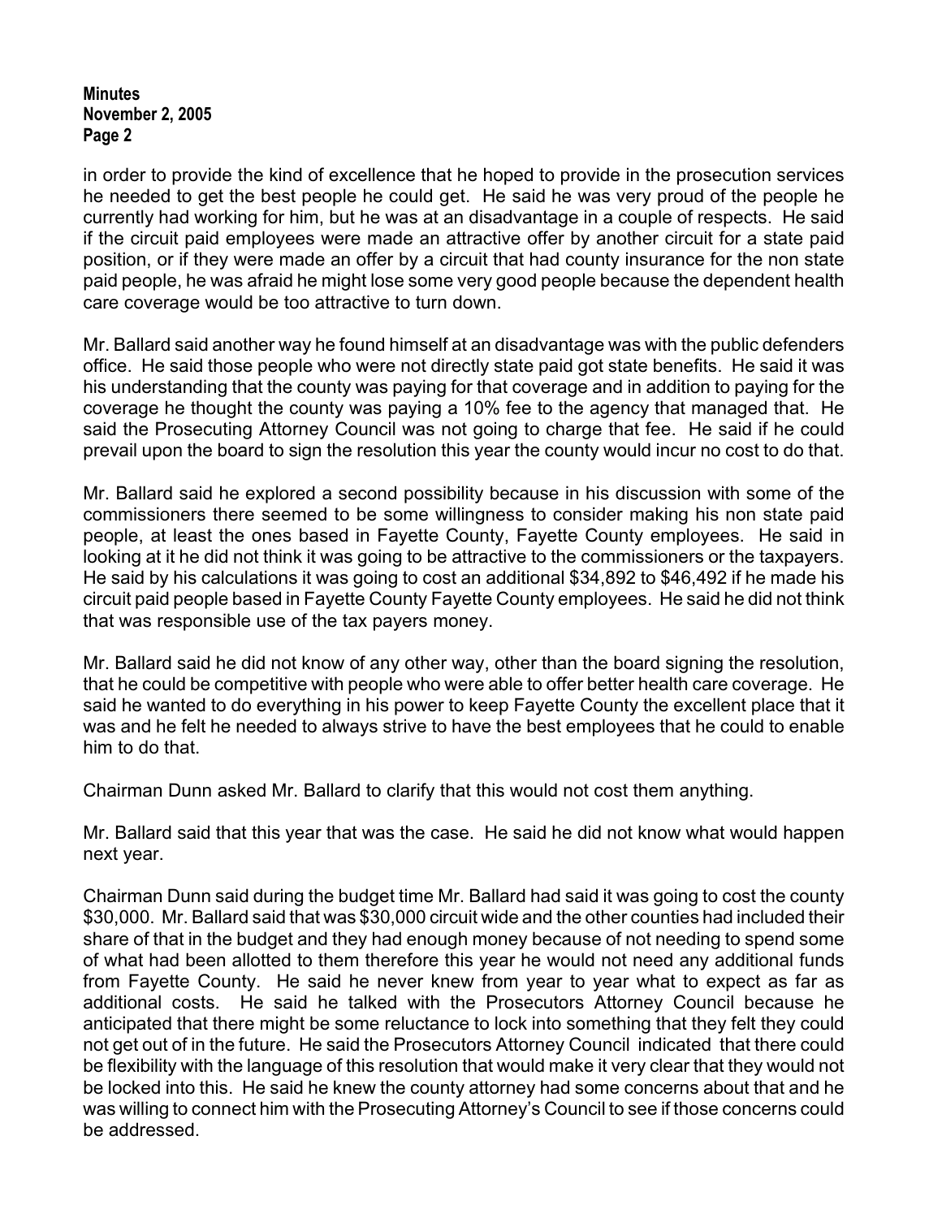in order to provide the kind of excellence that he hoped to provide in the prosecution services he needed to get the best people he could get. He said he was very proud of the people he currently had working for him, but he was at an disadvantage in a couple of respects. He said if the circuit paid employees were made an attractive offer by another circuit for a state paid position, or if they were made an offer by a circuit that had county insurance for the non state paid people, he was afraid he might lose some very good people because the dependent health care coverage would be too attractive to turn down.

Mr. Ballard said another way he found himself at an disadvantage was with the public defenders office. He said those people who were not directly state paid got state benefits. He said it was his understanding that the county was paying for that coverage and in addition to paying for the coverage he thought the county was paying a 10% fee to the agency that managed that. He said the Prosecuting Attorney Council was not going to charge that fee. He said if he could prevail upon the board to sign the resolution this year the county would incur no cost to do that.

Mr. Ballard said he explored a second possibility because in his discussion with some of the commissioners there seemed to be some willingness to consider making his non state paid people, at least the ones based in Fayette County, Fayette County employees. He said in looking at it he did not think it was going to be attractive to the commissioners or the taxpayers. He said by his calculations it was going to cost an additional $34,892 to $46,492 if he made his circuit paid people based in Fayette County Fayette County employees. He said he did not think that was responsible use of the tax payers money.

Mr. Ballard said he did not know of any other way, other than the board signing the resolution, that he could be competitive with people who were able to offer better health care coverage. He said he wanted to do everything in his power to keep Fayette County the excellent place that it was and he felt he needed to always strive to have the best employees that he could to enable him to do that.

Chairman Dunn asked Mr. Ballard to clarify that this would not cost them anything.

Mr. Ballard said that this year that was the case. He said he did not know what would happen next year.

Chairman Dunn said during the budget time Mr. Ballard had said it was going to cost the county $30,000. Mr. Ballard said that was $30,000 circuit wide and the other counties had included their share of that in the budget and they had enough money because of not needing to spend some of what had been allotted to them therefore this year he would not need any additional funds from Fayette County. He said he never knew from year to year what to expect as far as additional costs. He said he talked with the Prosecutors Attorney Council because he anticipated that there might be some reluctance to lock into something that they felt they could not get out of in the future. He said the Prosecutors Attorney Council indicated that there could be flexibility with the language of this resolution that would make it very clear that they would not be locked into this. He said he knew the county attorney had some concerns about that and he was willing to connect him with the Prosecuting Attorney's Council to see if those concerns could be addressed.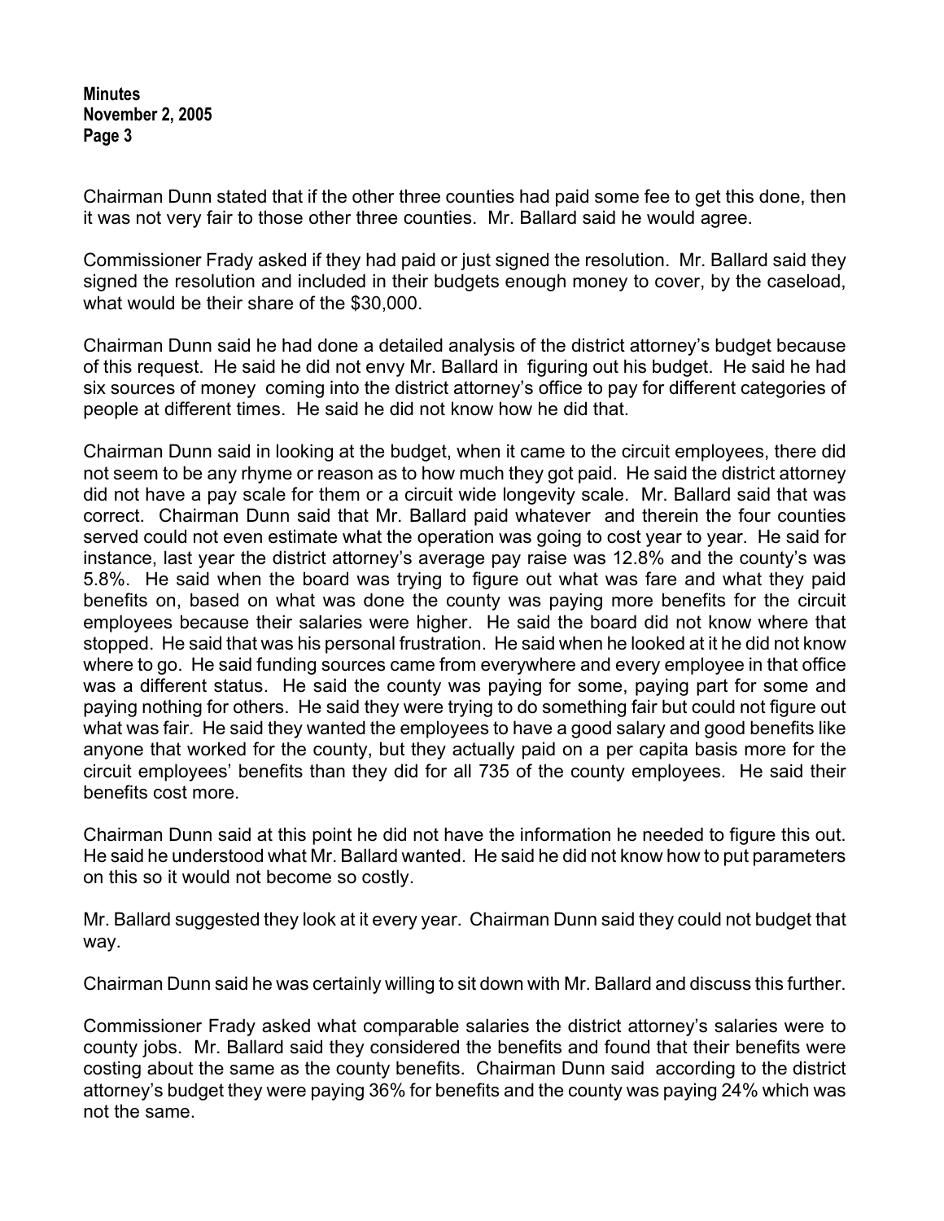Chairman Dunn stated that if the other three counties had paid some fee to get this done, then it was not very fair to those other three counties. Mr. Ballard said he would agree.

Commissioner Frady asked if they had paid or just signed the resolution. Mr. Ballard said they signed the resolution and included in their budgets enough money to cover, by the caseload, what would be their share of the $30,000.

Chairman Dunn said he had done a detailed analysis of the district attorney's budget because of this request. He said he did not envy Mr. Ballard in figuring out his budget. He said he had six sources of money coming into the district attorney's office to pay for different categories of people at different times. He said he did not know how he did that.

Chairman Dunn said in looking at the budget, when it came to the circuit employees, there did not seem to be any rhyme or reason as to how much they got paid. He said the district attorney did not have a pay scale for them or a circuit wide longevity scale. Mr. Ballard said that was correct. Chairman Dunn said that Mr. Ballard paid whatever and therein the four counties served could not even estimate what the operation was going to cost year to year. He said for instance, last year the district attorney's average pay raise was 12.8% and the county's was 5.8%. He said when the board was trying to figure out what was fare and what they paid benefits on, based on what was done the county was paying more benefits for the circuit employees because their salaries were higher. He said the board did not know where that stopped. He said that was his personal frustration. He said when he looked at it he did not know where to go. He said funding sources came from everywhere and every employee in that office was a different status. He said the county was paying for some, paying part for some and paying nothing for others. He said they were trying to do something fair but could not figure out what was fair. He said they wanted the employees to have a good salary and good benefits like anyone that worked for the county, but they actually paid on a per capita basis more for the circuit employees' benefits than they did for all 735 of the county employees. He said their benefits cost more.

Chairman Dunn said at this point he did not have the information he needed to figure this out. He said he understood what Mr. Ballard wanted. He said he did not know how to put parameters on this so it would not become so costly.

Mr. Ballard suggested they look at it every year. Chairman Dunn said they could not budget that way.

Chairman Dunn said he was certainly willing to sit down with Mr. Ballard and discuss this further.

Commissioner Frady asked what comparable salaries the district attorney's salaries were to county jobs. Mr. Ballard said they considered the benefits and found that their benefits were costing about the same as the county benefits. Chairman Dunn said according to the district attorney's budget they were paying 36% for benefits and the county was paying 24% which was not the same.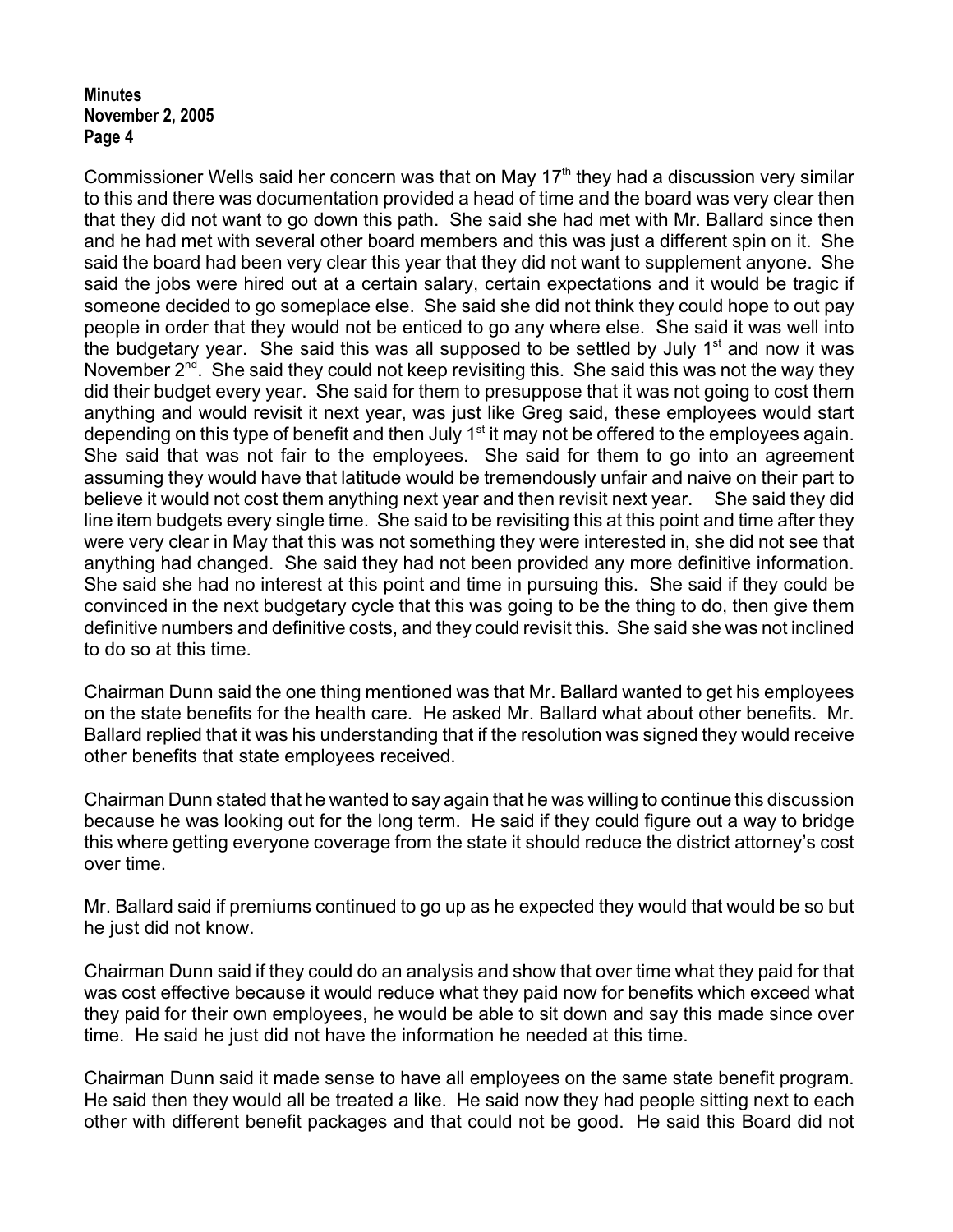Commissioner Wells said her concern was that on May 17th they had a discussion very similar to this and there was documentation provided a head of time and the board was very clear then that they did not want to go down this path. She said she had met with Mr. Ballard since then and he had met with several other board members and this was just a different spin on it. She said the board had been very clear this year that they did not want to supplement anyone. She said the jobs were hired out at a certain salary, certain expectations and it would be tragic if someone decided to go someplace else. She said she did not think they could hope to out pay people in order that they would not be enticed to go any where else. She said it was well into the budgetary year. She said this was all supposed to be settled by July 1st and now it was November 2nd. She said they could not keep revisiting this. She said this was not the way they did their budget every year. She said for them to presuppose that it was not going to cost them anything and would revisit it next year, was just like Greg said, these employees would start depending on this type of benefit and then July 1st it may not be offered to the employees again. She said that was not fair to the employees. She said for them to go into an agreement assuming they would have that latitude would be tremendously unfair and naive on their part to believe it would not cost them anything next year and then revisit next year. She said they did line item budgets every single time. She said to be revisiting this at this point and time after they were very clear in May that this was not something they were interested in, she did not see that anything had changed. She said they had not been provided any more definitive information. She said she had no interest at this point and time in pursuing this. She said if they could be convinced in the next budgetary cycle that this was going to be the thing to do, then give them definitive numbers and definitive costs, and they could revisit this. She said she was not inclined to do so at this time.

Chairman Dunn said the one thing mentioned was that Mr. Ballard wanted to get his employees on the state benefits for the health care. He asked Mr. Ballard what about other benefits. Mr. Ballard replied that it was his understanding that if the resolution was signed they would receive other benefits that state employees received.

Chairman Dunn stated that he wanted to say again that he was willing to continue this discussion because he was looking out for the long term. He said if they could figure out a way to bridge this where getting everyone coverage from the state it should reduce the district attorney's cost over time.

Mr. Ballard said if premiums continued to go up as he expected they would that would be so but he just did not know.

Chairman Dunn said if they could do an analysis and show that over time what they paid for that was cost effective because it would reduce what they paid now for benefits which exceed what they paid for their own employees, he would be able to sit down and say this made since over time. He said he just did not have the information he needed at this time.

Chairman Dunn said it made sense to have all employees on the same state benefit program. He said then they would all be treated a like. He said now they had people sitting next to each other with different benefit packages and that could not be good. He said this Board did not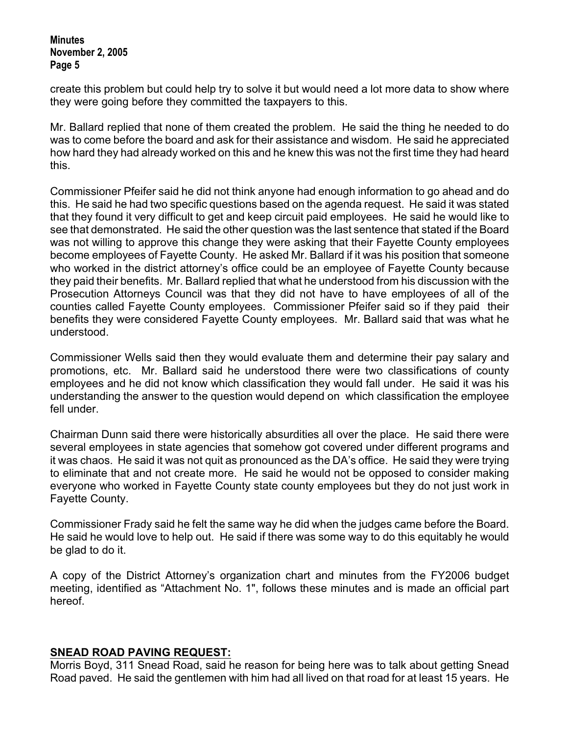create this problem but could help try to solve it but would need a lot more data to show where they were going before they committed the taxpayers to this.

Mr. Ballard replied that none of them created the problem. He said the thing he needed to do was to come before the board and ask for their assistance and wisdom. He said he appreciated how hard they had already worked on this and he knew this was not the first time they had heard this.

Commissioner Pfeifer said he did not think anyone had enough information to go ahead and do this. He said he had two specific questions based on the agenda request. He said it was stated that they found it very difficult to get and keep circuit paid employees. He said he would like to see that demonstrated. He said the other question was the last sentence that stated if the Board was not willing to approve this change they were asking that their Fayette County employees become employees of Fayette County. He asked Mr. Ballard if it was his position that someone who worked in the district attorney's office could be an employee of Fayette County because they paid their benefits. Mr. Ballard replied that what he understood from his discussion with the Prosecution Attorneys Council was that they did not have to have employees of all of the counties called Fayette County employees. Commissioner Pfeifer said so if they paid their benefits they were considered Fayette County employees. Mr. Ballard said that was what he understood.

Commissioner Wells said then they would evaluate them and determine their pay salary and promotions, etc. Mr. Ballard said he understood there were two classifications of county employees and he did not know which classification they would fall under. He said it was his understanding the answer to the question would depend on which classification the employee fell under.

Chairman Dunn said there were historically absurdities all over the place. He said there were several employees in state agencies that somehow got covered under different programs and it was chaos. He said it was not quit as pronounced as the DA's office. He said they were trying to eliminate that and not create more. He said he would not be opposed to consider making everyone who worked in Fayette County state county employees but they do not just work in Fayette County.

Commissioner Frady said he felt the same way he did when the judges came before the Board. He said he would love to help out. He said if there was some way to do this equitably he would be glad to do it.

A copy of the District Attorney's organization chart and minutes from the FY2006 budget meeting, identified as "Attachment No. 1", follows these minutes and is made an official part hereof.

## SNEAD ROAD PAVING REQUEST:

Morris Boyd, 311 Snead Road, said he reason for being here was to talk about getting Snead Road paved. He said the gentlemen with him had all lived on that road for at least 15 years. He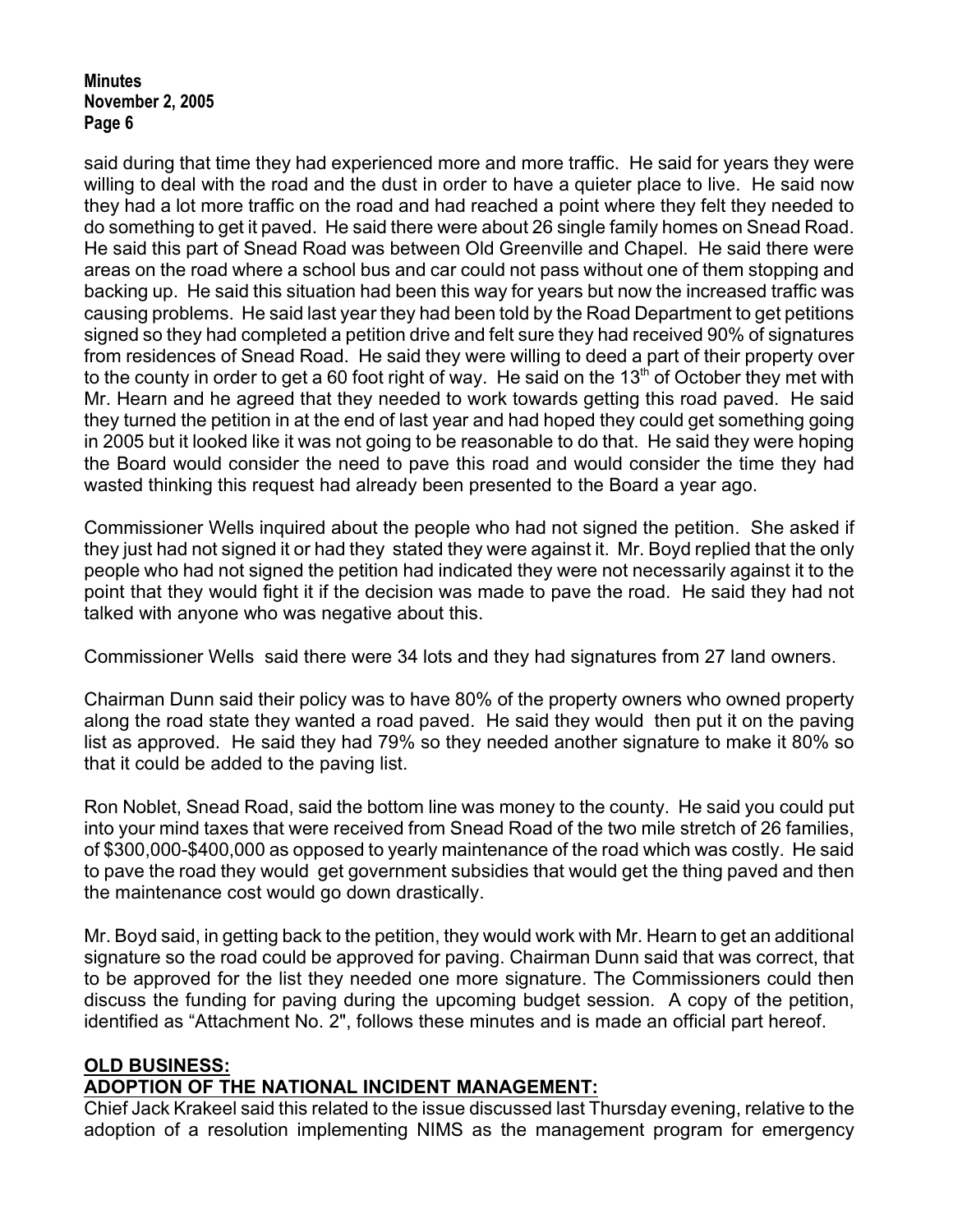said during that time they had experienced more and more traffic. He said for years they were willing to deal with the road and the dust in order to have a quieter place to live. He said now they had a lot more traffic on the road and had reached a point where they felt they needed to do something to get it paved. He said there were about 26 single family homes on Snead Road. He said this part of Snead Road was between Old Greenville and Chapel. He said there were areas on the road where a school bus and car could not pass without one of them stopping and backing up. He said this situation had been this way for years but now the increased traffic was causing problems. He said last year they had been told by the Road Department to get petitions signed so they had completed a petition drive and felt sure they had received 90% of signatures from residences of Snead Road. He said they were willing to deed a part of their property over to the county in order to get a 60 foot right of way. He said on the 13th of October they met with Mr. Hearn and he agreed that they needed to work towards getting this road paved. He said they turned the petition in at the end of last year and had hoped they could get something going in 2005 but it looked like it was not going to be reasonable to do that. He said they were hoping the Board would consider the need to pave this road and would consider the time they had wasted thinking this request had already been presented to the Board a year ago.

Commissioner Wells inquired about the people who had not signed the petition. She asked if they just had not signed it or had they stated they were against it. Mr. Boyd replied that the only people who had not signed the petition had indicated they were not necessarily against it to the point that they would fight it if the decision was made to pave the road. He said they had not talked with anyone who was negative about this.

Commissioner Wells said there were 34 lots and they had signatures from 27 land owners.

Chairman Dunn said their policy was to have 80% of the property owners who owned property along the road state they wanted a road paved. He said they would then put it on the paving list as approved. He said they had 79% so they needed another signature to make it 80% so that it could be added to the paving list.

Ron Noblet, Snead Road, said the bottom line was money to the county. He said you could put into your mind taxes that were received from Snead Road of the two mile stretch of 26 families, of $300,000-$400,000 as opposed to yearly maintenance of the road which was costly. He said to pave the road they would get government subsidies that would get the thing paved and then the maintenance cost would go down drastically.

Mr. Boyd said, in getting back to the petition, they would work with Mr. Hearn to get an additional signature so the road could be approved for paving. Chairman Dunn said that was correct, that to be approved for the list they needed one more signature. The Commissioners could then discuss the funding for paving during the upcoming budget session. A copy of the petition, identified as "Attachment No. 2", follows these minutes and is made an official part hereof.

**OLD BUSINESS:**

**ADOPTION OF THE NATIONAL INCIDENT MANAGEMENT:**

Chief Jack Krakeel said this related to the issue discussed last Thursday evening, relative to the adoption of a resolution implementing NIMS as the management program for emergency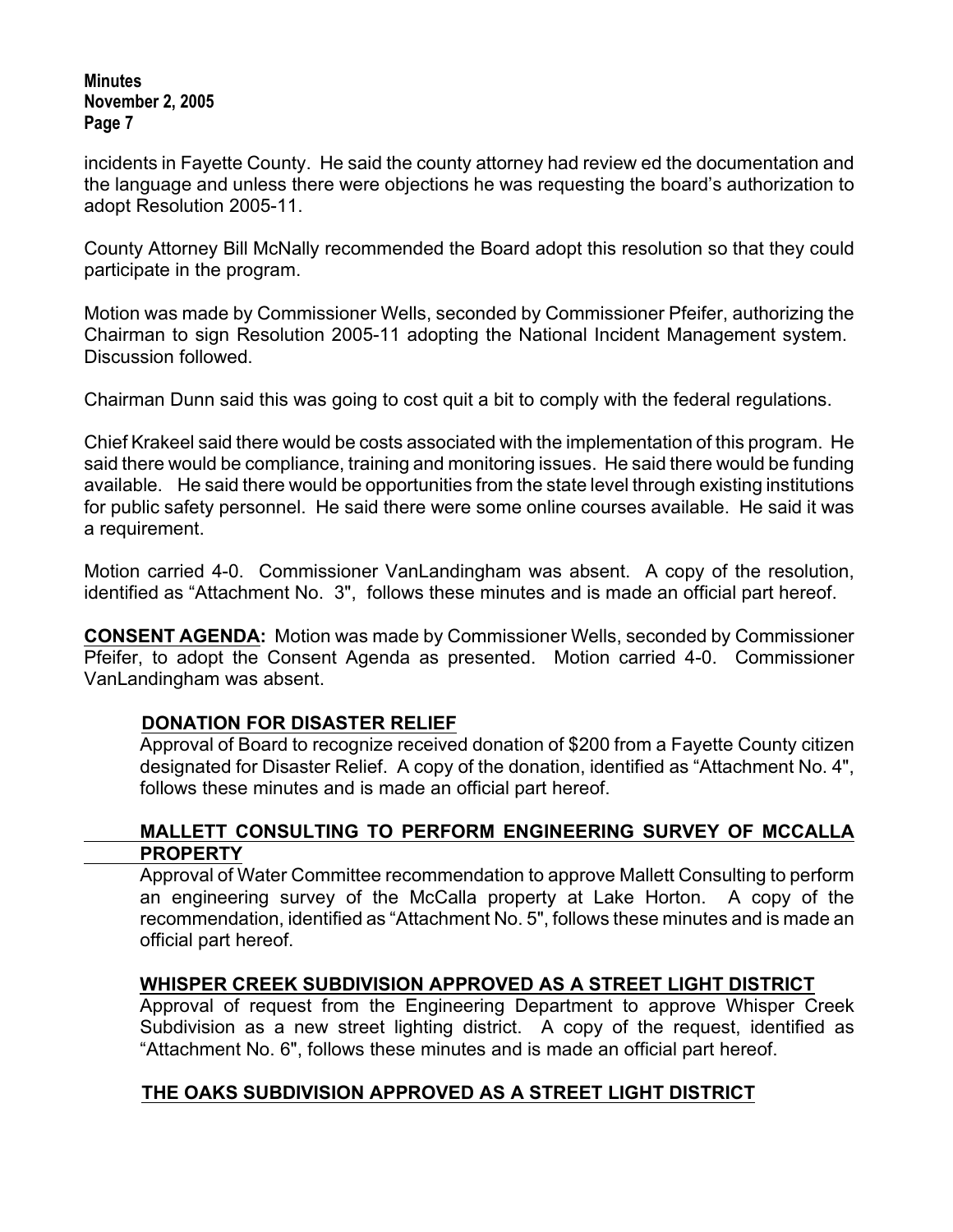incidents in Fayette County. He said the county attorney had review ed the documentation and the language and unless there were objections he was requesting the board's authorization to adopt Resolution 2005-11.

County Attorney Bill McNally recommended the Board adopt this resolution so that they could participate in the program.

Motion was made by Commissioner Wells, seconded by Commissioner Pfeifer, authorizing the Chairman to sign Resolution 2005-11 adopting the National Incident Management system. Discussion followed.

Chairman Dunn said this was going to cost quit a bit to comply with the federal regulations.

Chief Krakeel said there would be costs associated with the implementation of this program. He said there would be compliance, training and monitoring issues. He said there would be funding available. He said there would be opportunities from the state level through existing institutions for public safety personnel. He said there were some online courses available. He said it was a requirement.

Motion carried 4-0. Commissioner VanLandingham was absent. A copy of the resolution, identified as "Attachment No. 3", follows these minutes and is made an official part hereof.

**CONSENT AGENDA:** Motion was made by Commissioner Wells, seconded by Commissioner Pfeifer, to adopt the Consent Agenda as presented. Motion carried 4-0. Commissioner VanLandingham was absent.

**DONATION FOR DISASTER RELIEF**

Approval of Board to recognize received donation of $200 from a Fayette County citizen designated for Disaster Relief. A copy of the donation, identified as "Attachment No. 4", follows these minutes and is made an official part hereof.

**MALLETT CONSULTING TO PERFORM ENGINEERING SURVEY OF MCCALLA PROPERTY**

Approval of Water Committee recommendation to approve Mallett Consulting to perform an engineering survey of the McCalla property at Lake Horton. A copy of the recommendation, identified as "Attachment No. 5", follows these minutes and is made an official part hereof.

**WHISPER CREEK SUBDIVISION APPROVED AS A STREET LIGHT DISTRICT**

Approval of request from the Engineering Department to approve Whisper Creek Subdivision as a new street lighting district. A copy of the request, identified as "Attachment No. 6", follows these minutes and is made an official part hereof.

**THE OAKS SUBDIVISION APPROVED AS A STREET LIGHT DISTRICT**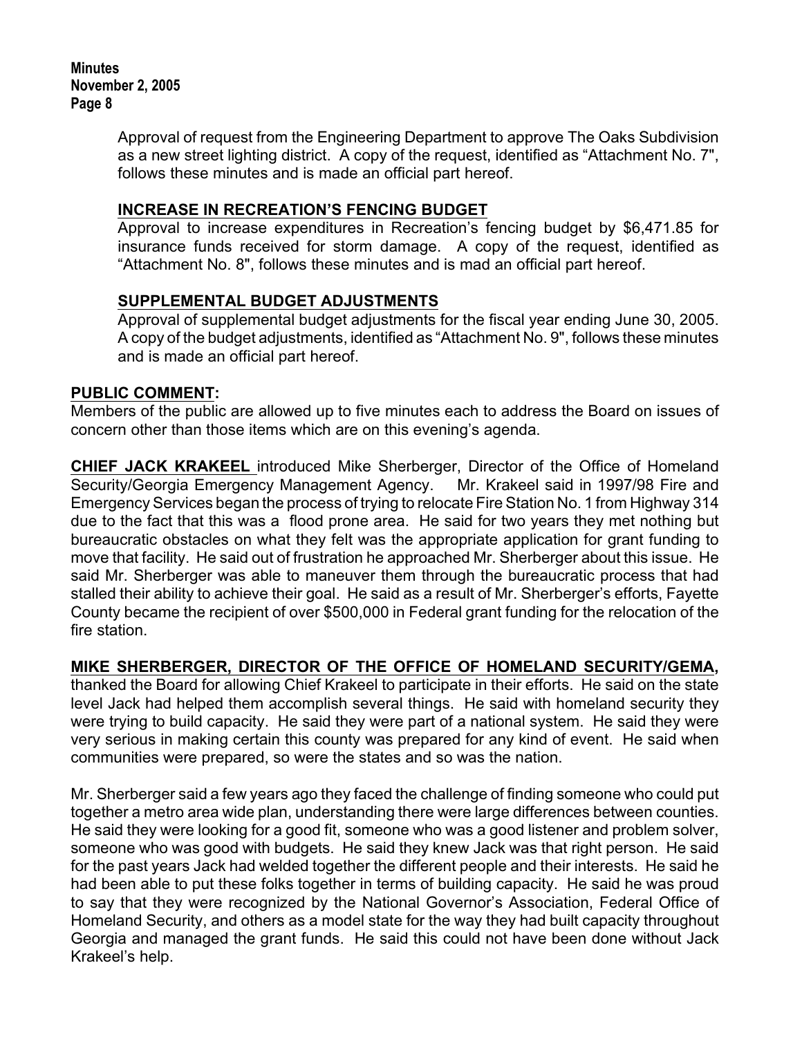Approval of request from the Engineering Department to approve The Oaks Subdivision as a new street lighting district. A copy of the request, identified as "Attachment No. 7", follows these minutes and is made an official part hereof.

**INCREASE IN RECREATION'S FENCING BUDGET**

Approval to increase expenditures in Recreation's fencing budget by $6,471.85 for insurance funds received for storm damage. A copy of the request, identified as "Attachment No. 8", follows these minutes and is mad an official part hereof.

**SUPPLEMENTAL BUDGET ADJUSTMENTS**

Approval of supplemental budget adjustments for the fiscal year ending June 30, 2005. A copy of the budget adjustments, identified as "Attachment No. 9", follows these minutes and is made an official part hereof.

**PUBLIC COMMENT:**

Members of the public are allowed up to five minutes each to address the Board on issues of concern other than those items which are on this evening's agenda.

**CHIEF JACK KRAKEEL** introduced Mike Sherberger, Director of the Office of Homeland Security/Georgia Emergency Management Agency. Mr. Krakeel said in 1997/98 Fire and Emergency Services began the process of trying to relocate Fire Station No. 1 from Highway 314 due to the fact that this was a flood prone area. He said for two years they met nothing but bureaucratic obstacles on what they felt was the appropriate application for grant funding to move that facility. He said out of frustration he approached Mr. Sherberger about this issue. He said Mr. Sherberger was able to maneuver them through the bureaucratic process that had stalled their ability to achieve their goal. He said as a result of Mr. Sherberger's efforts, Fayette County became the recipient of over $500,000 in Federal grant funding for the relocation of the fire station.

**MIKE SHERBERGER, DIRECTOR OF THE OFFICE OF HOMELAND SECURITY/GEMA,** thanked the Board for allowing Chief Krakeel to participate in their efforts. He said on the state level Jack had helped them accomplish several things. He said with homeland security they were trying to build capacity. He said they were part of a national system. He said they were very serious in making certain this county was prepared for any kind of event. He said when communities were prepared, so were the states and so was the nation.

Mr. Sherberger said a few years ago they faced the challenge of finding someone who could put together a metro area wide plan, understanding there were large differences between counties. He said they were looking for a good fit, someone who was a good listener and problem solver, someone who was good with budgets. He said they knew Jack was that right person. He said for the past years Jack had welded together the different people and their interests. He said he had been able to put these folks together in terms of building capacity. He said he was proud to say that they were recognized by the National Governor's Association, Federal Office of Homeland Security, and others as a model state for the way they had built capacity throughout Georgia and managed the grant funds. He said this could not have been done without Jack Krakeel's help.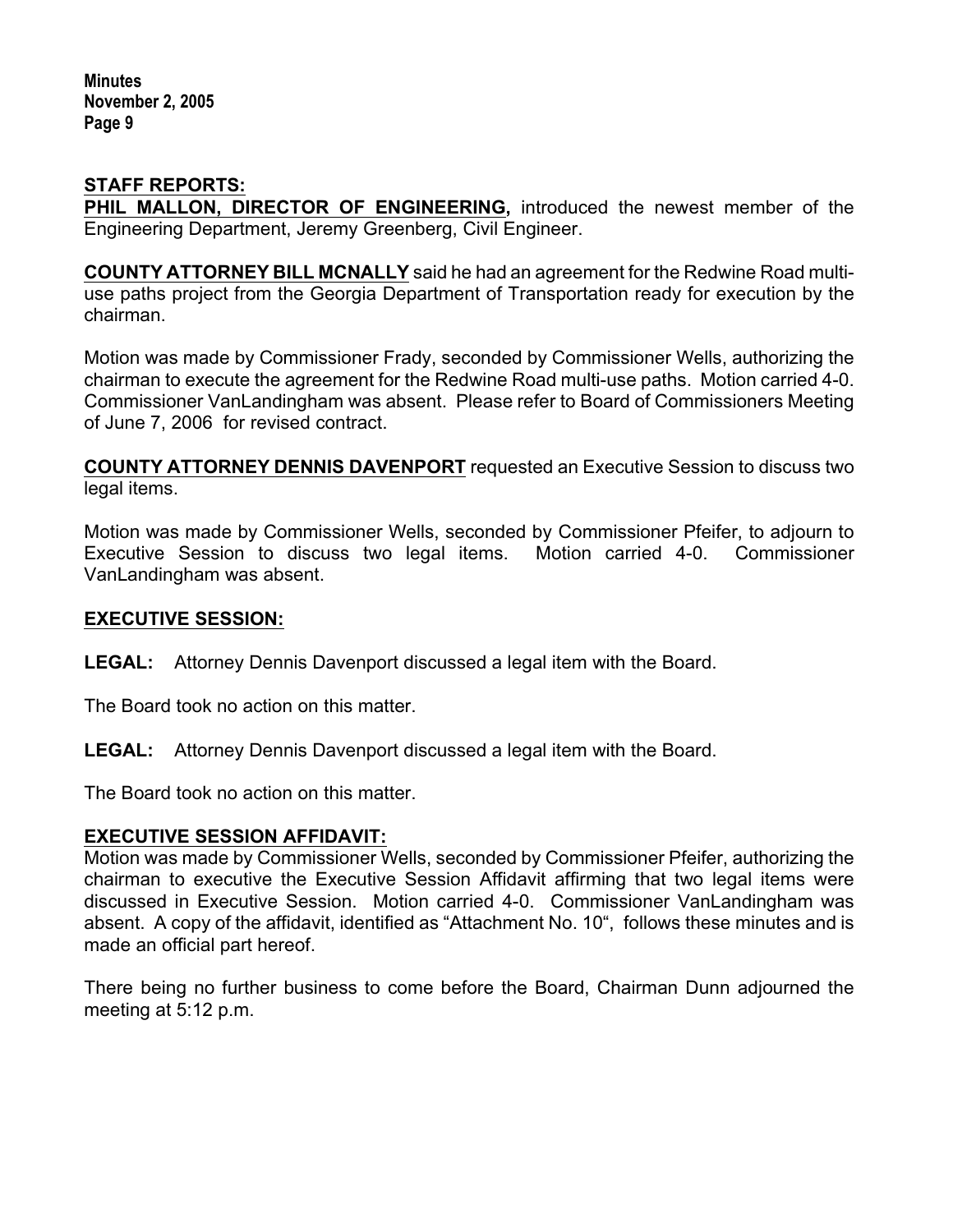**STAFF REPORTS:**

**PHIL MALLON, DIRECTOR OF ENGINEERING,** introduced the newest member of the Engineering Department, Jeremy Greenberg, Civil Engineer.

**COUNTY ATTORNEY BILL MCNALLY** said he had an agreement for the Redwine Road multi-use paths project from the Georgia Department of Transportation ready for execution by the chairman.

Motion was made by Commissioner Frady, seconded by Commissioner Wells, authorizing the chairman to execute the agreement for the Redwine Road multi-use paths. Motion carried 4-0. Commissioner VanLandingham was absent. Please refer to Board of Commissioners Meeting of June 7, 2006 for revised contract.

**COUNTY ATTORNEY DENNIS DAVENPORT** requested an Executive Session to discuss two legal items.

Motion was made by Commissioner Wells, seconded by Commissioner Pfeifer, to adjourn to Executive Session to discuss two legal items. Motion carried 4-0. Commissioner VanLandingham was absent.

**EXECUTIVE SESSION:**

**LEGAL:** Attorney Dennis Davenport discussed a legal item with the Board.

The Board took no action on this matter.

**LEGAL:** Attorney Dennis Davenport discussed a legal item with the Board.

The Board took no action on this matter.

**EXECUTIVE SESSION AFFIDAVIT:**

Motion was made by Commissioner Wells, seconded by Commissioner Pfeifer, authorizing the chairman to executive the Executive Session Affidavit affirming that two legal items were discussed in Executive Session. Motion carried 4-0. Commissioner VanLandingham was absent. A copy of the affidavit, identified as "Attachment No. 10", follows these minutes and is made an official part hereof.

There being no further business to come before the Board, Chairman Dunn adjourned the meeting at 5:12 p.m.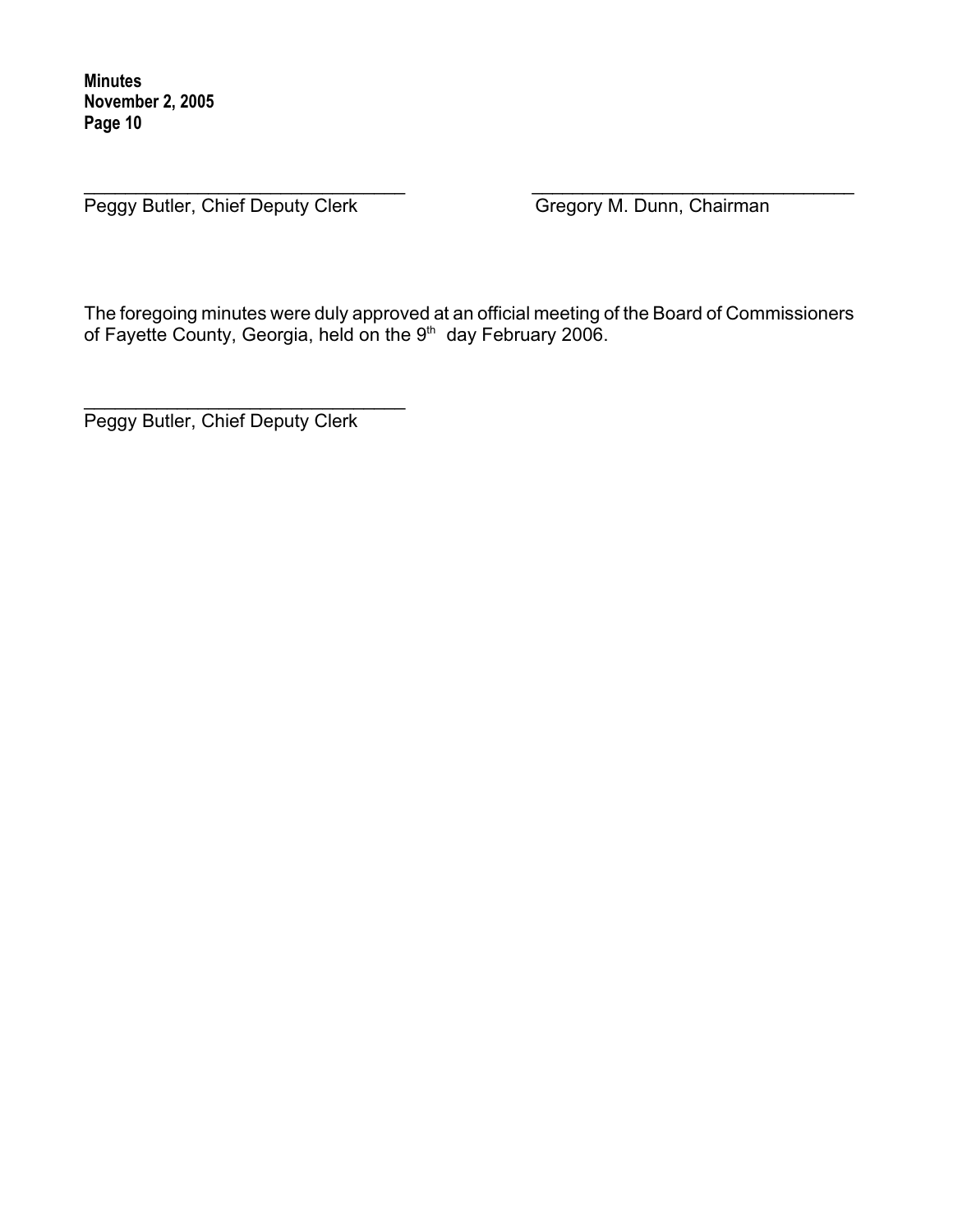\_\_\_\_\_\_\_\_\_\_\_\_\_\_\_\_\_\_\_\_\_\_\_\_\_\_\_\_\_\_\_\_
Peggy Butler, Chief Deputy Clerk

\_\_\_\_\_\_\_\_\_\_\_\_\_\_\_\_\_\_\_\_\_\_\_\_\_\_\_\_\_\_\_\_
Gregory M. Dunn, Chairman

The foregoing minutes were duly approved at an official meeting of the Board of Commissioners of Fayette County, Georgia, held on the 9th day February 2006.

\_\_\_\_\_\_\_\_\_\_\_\_\_\_\_\_\_\_\_\_\_\_\_\_\_\_\_\_\_\_\_\_
Peggy Butler, Chief Deputy Clerk